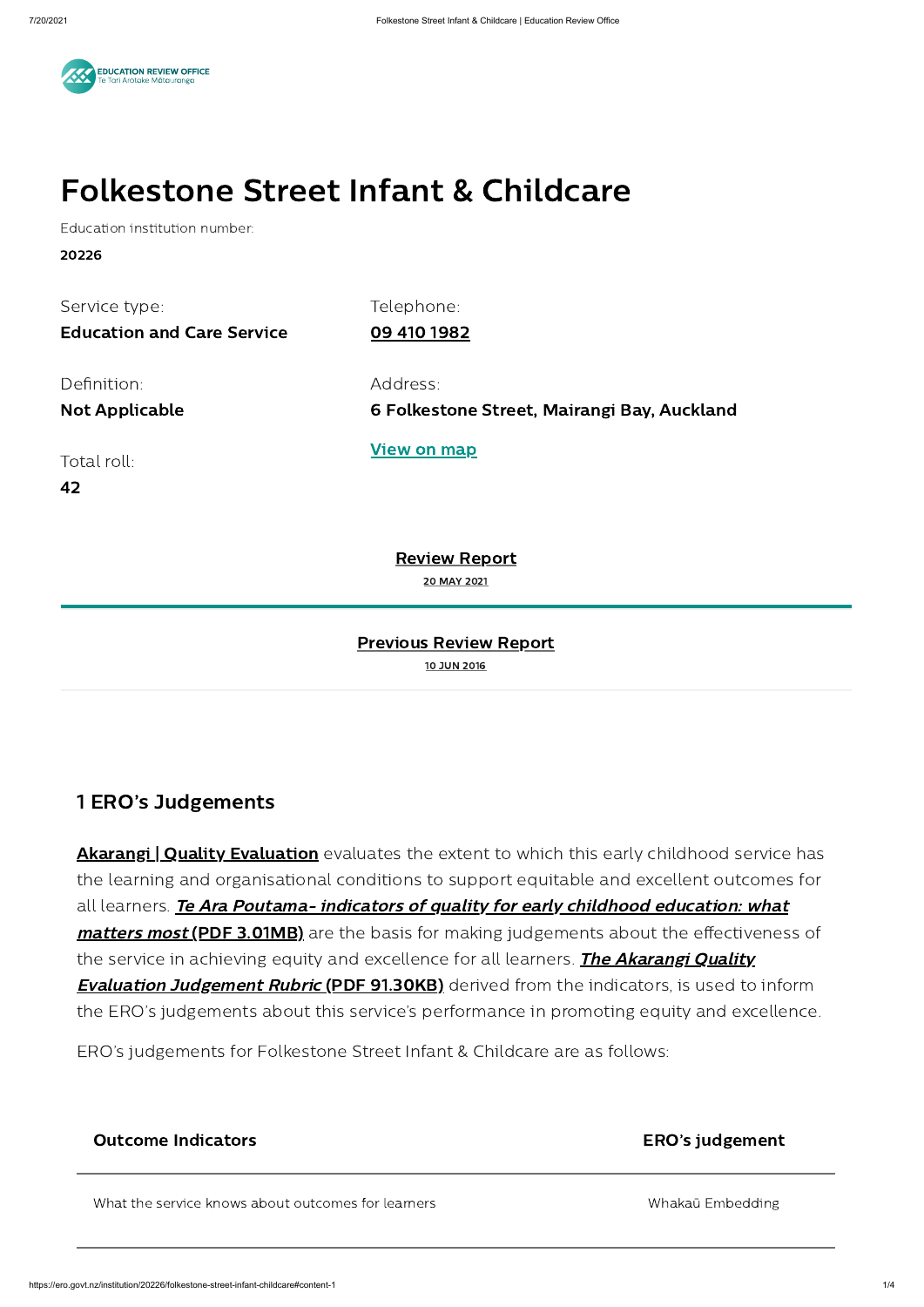# Folkestone Street Infant & Childcare

Education institution number:

**20226**

Service type:
**Education and Care Service**

Telephone:
**09 410 1982**

Definition:
**Not Applicable**

Address:
**6 Folkestone Street, Mairangi Bay, Auckland**

**View on map**

Total roll:
**42**

**Review Report**
20 MAY 2021

**Previous Review Report**
10 JUN 2016

## 1 ERO's Judgements

**Akarangi | Quality Evaluation** evaluates the extent to which this early childhood service has the learning and organisational conditions to support equitable and excellent outcomes for all learners. ***Te Ara Poutama- indicators of quality for early childhood education: what matters most* (PDF 3.01MB)** are the basis for making judgements about the effectiveness of the service in achieving equity and excellence for all learners. ***The Akarangi Quality Evaluation Judgement Rubric* (PDF 91.30KB)** derived from the indicators, is used to inform the ERO's judgements about this service's performance in promoting equity and excellence.

ERO's judgements for Folkestone Street Infant & Childcare are as follows:

| Outcome Indicators | ERO's judgement |
|---|---|
| What the service knows about outcomes for learners | Whakaū Embedding |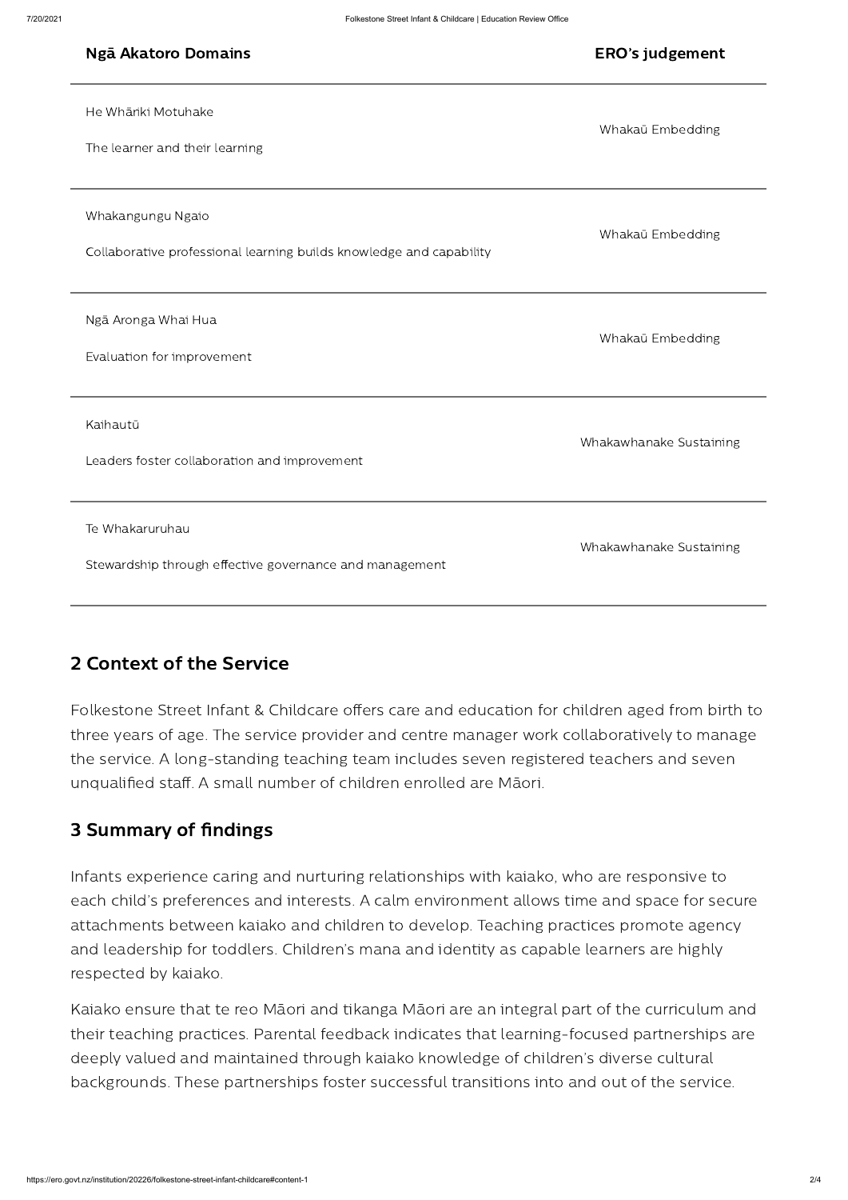| Ngā Akatoro Domains | ERO's judgement |
|---|---|
| He Whāriki Motuhake<br><br>The learner and their learning | Whakaū Embedding |
| Whakangungu Ngaio<br><br>Collaborative professional learning builds knowledge and capability | Whakaū Embedding |
| Ngā Aronga Whai Hua<br><br>Evaluation for improvement | Whakaū Embedding |
| Kaihautū<br><br>Leaders foster collaboration and improvement | Whakawhanake Sustaining |
| Te Whakaruruhau<br><br>Stewardship through effective governance and management | Whakawhanake Sustaining |

## 2 Context of the Service

Folkestone Street Infant & Childcare offers care and education for children aged from birth to three years of age. The service provider and centre manager work collaboratively to manage the service. A long-standing teaching team includes seven registered teachers and seven unqualified staff. A small number of children enrolled are Māori.

## 3 Summary of findings

Infants experience caring and nurturing relationships with kaiako, who are responsive to each child's preferences and interests. A calm environment allows time and space for secure attachments between kaiako and children to develop. Teaching practices promote agency and leadership for toddlers. Children's mana and identity as capable learners are highly respected by kaiako.

Kaiako ensure that te reo Māori and tikanga Māori are an integral part of the curriculum and their teaching practices. Parental feedback indicates that learning-focused partnerships are deeply valued and maintained through kaiako knowledge of children's diverse cultural backgrounds. These partnerships foster successful transitions into and out of the service.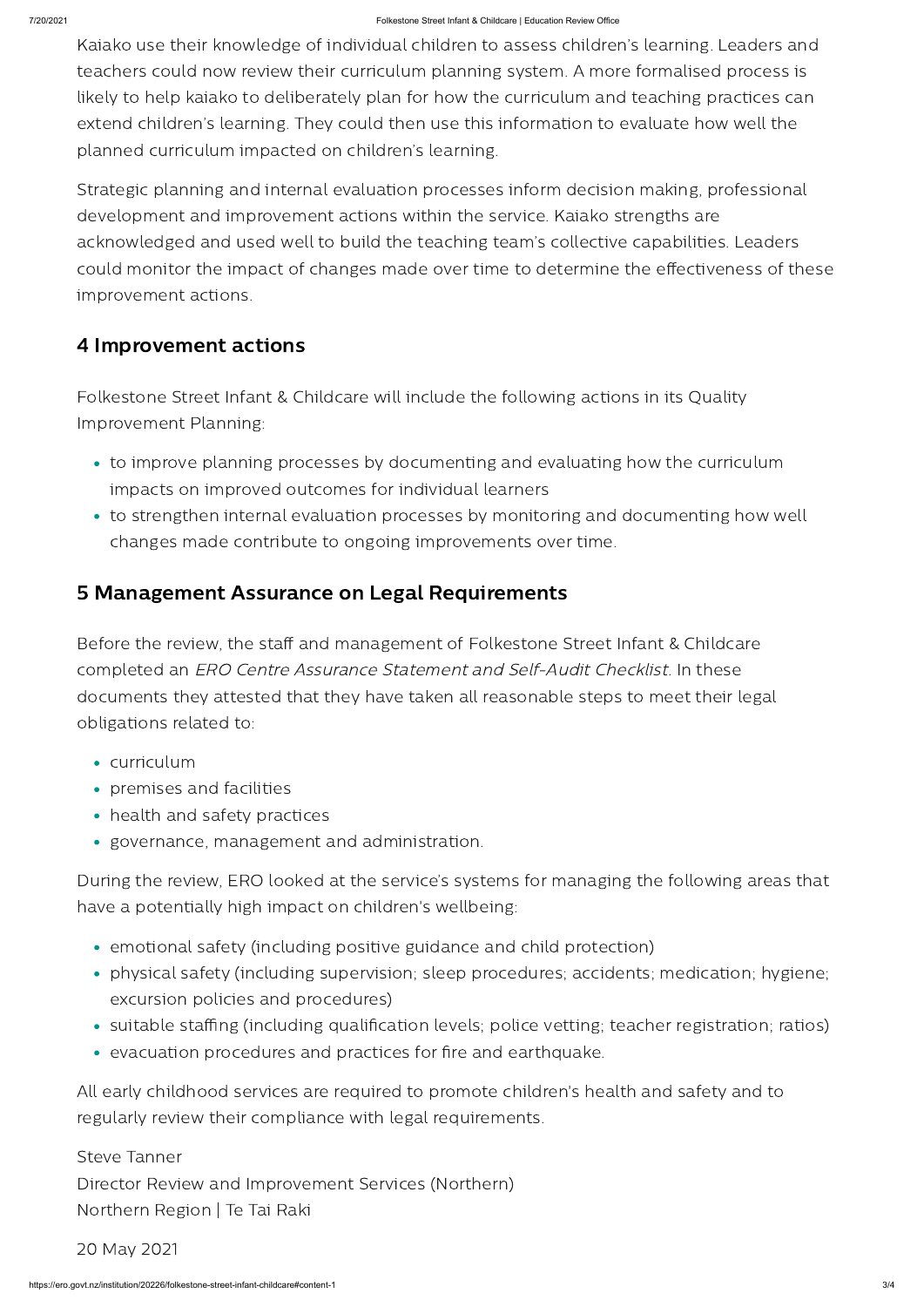Kaiako use their knowledge of individual children to assess children's learning. Leaders and teachers could now review their curriculum planning system. A more formalised process is likely to help kaiako to deliberately plan for how the curriculum and teaching practices can extend children's learning. They could then use this information to evaluate how well the planned curriculum impacted on children's learning.

Strategic planning and internal evaluation processes inform decision making, professional development and improvement actions within the service. Kaiako strengths are acknowledged and used well to build the teaching team's collective capabilities. Leaders could monitor the impact of changes made over time to determine the effectiveness of these improvement actions.

## 4 Improvement actions

Folkestone Street Infant & Childcare will include the following actions in its Quality Improvement Planning:

- to improve planning processes by documenting and evaluating how the curriculum impacts on improved outcomes for individual learners
- to strengthen internal evaluation processes by monitoring and documenting how well changes made contribute to ongoing improvements over time.

## 5 Management Assurance on Legal Requirements

Before the review, the staff and management of Folkestone Street Infant & Childcare completed an *ERO Centre Assurance Statement and Self-Audit Checklist*. In these documents they attested that they have taken all reasonable steps to meet their legal obligations related to:

- curriculum
- premises and facilities
- health and safety practices
- governance, management and administration.

During the review, ERO looked at the service's systems for managing the following areas that have a potentially high impact on children's wellbeing:

- emotional safety (including positive guidance and child protection)
- physical safety (including supervision; sleep procedures; accidents; medication; hygiene; excursion policies and procedures)
- suitable staffing (including qualification levels; police vetting; teacher registration; ratios)
- evacuation procedures and practices for fire and earthquake.

All early childhood services are required to promote children's health and safety and to regularly review their compliance with legal requirements.

Steve Tanner

Director Review and Improvement Services (Northern)

Northern Region | Te Tai Raki

20 May 2021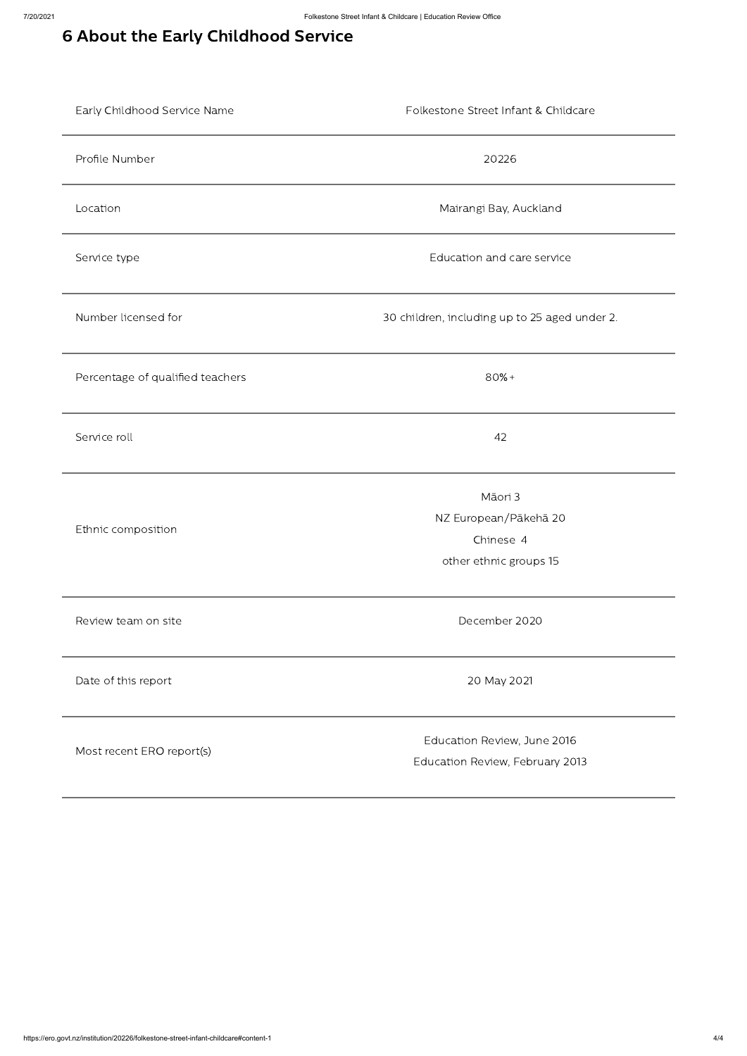# 6 About the Early Childhood Service

| | |
|---|---|
| Early Childhood Service Name | Folkestone Street Infant & Childcare |
| Profile Number | 20226 |
| Location | Mairangi Bay, Auckland |
| Service type | Education and care service |
| Number licensed for | 30 children, including up to 25 aged under 2. |
| Percentage of qualified teachers | 80%+ |
| Service roll | 42 |
| Ethnic composition | Māori 3<br>NZ European/Pākehā 20<br>Chinese 4<br>other ethnic groups 15 |
| Review team on site | December 2020 |
| Date of this report | 20 May 2021 |
| Most recent ERO report(s) | Education Review, June 2016<br>Education Review, February 2013 |